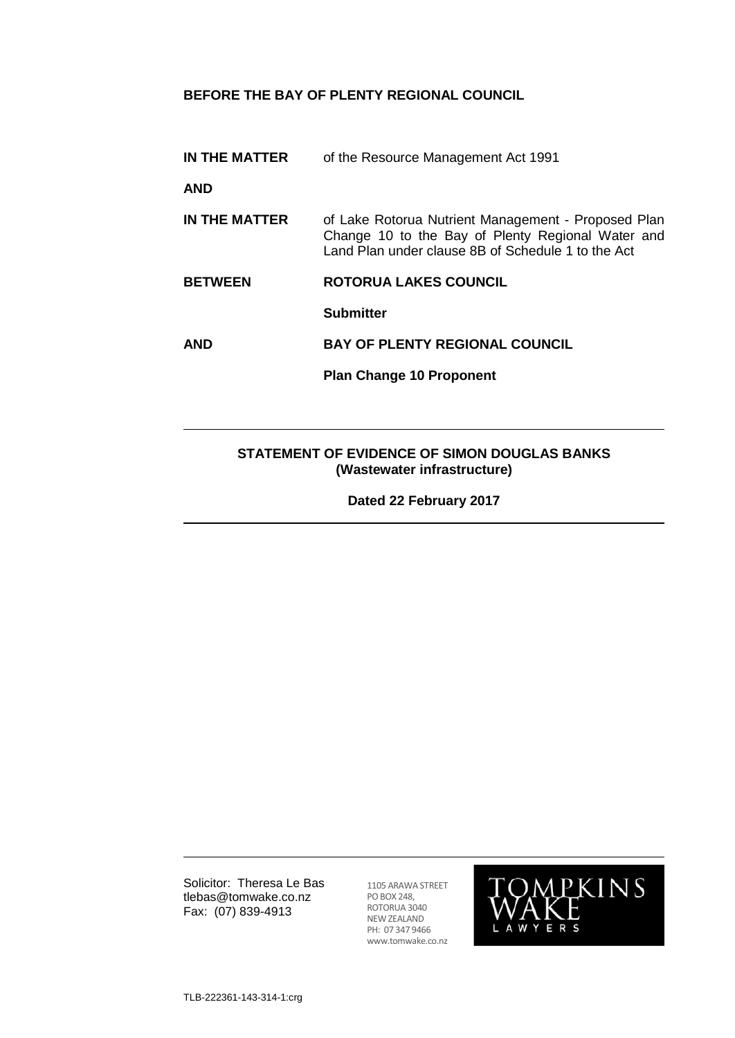**BEFORE THE BAY OF PLENTY REGIONAL COUNCIL**

| | |
|---|---|
| **IN THE MATTER** | of the Resource Management Act 1991 |
| **AND** | |
| **IN THE MATTER** | of Lake Rotorua Nutrient Management - Proposed Plan Change 10 to the Bay of Plenty Regional Water and Land Plan under clause 8B of Schedule 1 to the Act |
| **BETWEEN** | **ROTORUA LAKES COUNCIL** |
| | **Submitter** |
| **AND** | **BAY OF PLENTY REGIONAL COUNCIL** |
| | **Plan Change 10 Proponent** |

---

**STATEMENT OF EVIDENCE OF SIMON DOUGLAS BANKS**
**(Wastewater infrastructure)**

**Dated 22 February 2017**

---

Solicitor: Theresa Le Bas
tlebas@tomwake.co.nz
Fax: (07) 839-4913

1105 ARAWA STREET
PO BOX 248,
ROTORUA 3040
NEW ZEALAND
PH: 07 347 9466
www.tomwake.co.nz

TOMPKINS WAKE LAWYERS

TLB-222361-143-314-1:crg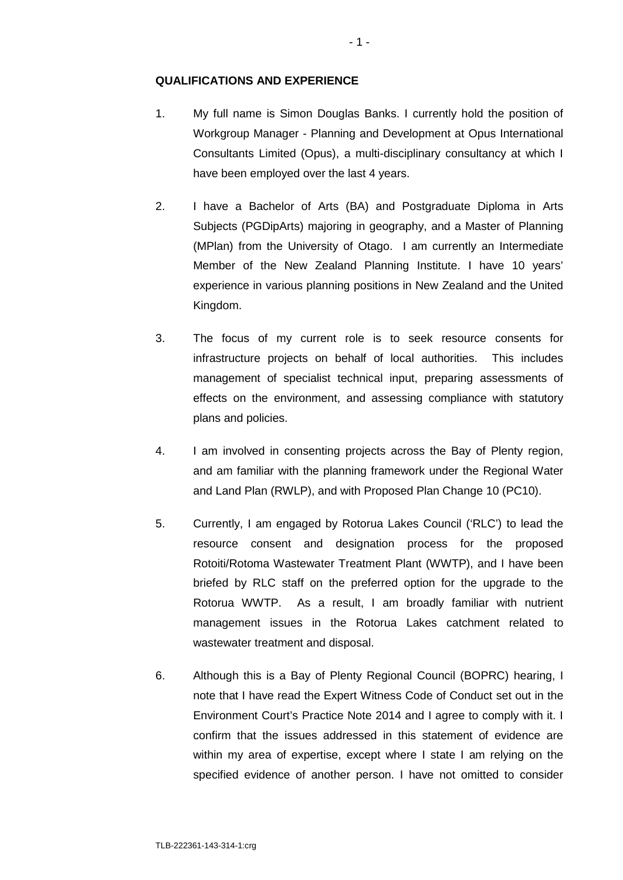**QUALIFICATIONS AND EXPERIENCE**

1. My full name is Simon Douglas Banks. I currently hold the position of Workgroup Manager - Planning and Development at Opus International Consultants Limited (Opus), a multi-disciplinary consultancy at which I have been employed over the last 4 years.

2. I have a Bachelor of Arts (BA) and Postgraduate Diploma in Arts Subjects (PGDipArts) majoring in geography, and a Master of Planning (MPlan) from the University of Otago. I am currently an Intermediate Member of the New Zealand Planning Institute. I have 10 years' experience in various planning positions in New Zealand and the United Kingdom.

3. The focus of my current role is to seek resource consents for infrastructure projects on behalf of local authorities. This includes management of specialist technical input, preparing assessments of effects on the environment, and assessing compliance with statutory plans and policies.

4. I am involved in consenting projects across the Bay of Plenty region, and am familiar with the planning framework under the Regional Water and Land Plan (RWLP), and with Proposed Plan Change 10 (PC10).

5. Currently, I am engaged by Rotorua Lakes Council ('RLC') to lead the resource consent and designation process for the proposed Rotoiti/Rotoma Wastewater Treatment Plant (WWTP), and I have been briefed by RLC staff on the preferred option for the upgrade to the Rotorua WWTP. As a result, I am broadly familiar with nutrient management issues in the Rotorua Lakes catchment related to wastewater treatment and disposal.

6. Although this is a Bay of Plenty Regional Council (BOPRC) hearing, I note that I have read the Expert Witness Code of Conduct set out in the Environment Court's Practice Note 2014 and I agree to comply with it. I confirm that the issues addressed in this statement of evidence are within my area of expertise, except where I state I am relying on the specified evidence of another person. I have not omitted to consider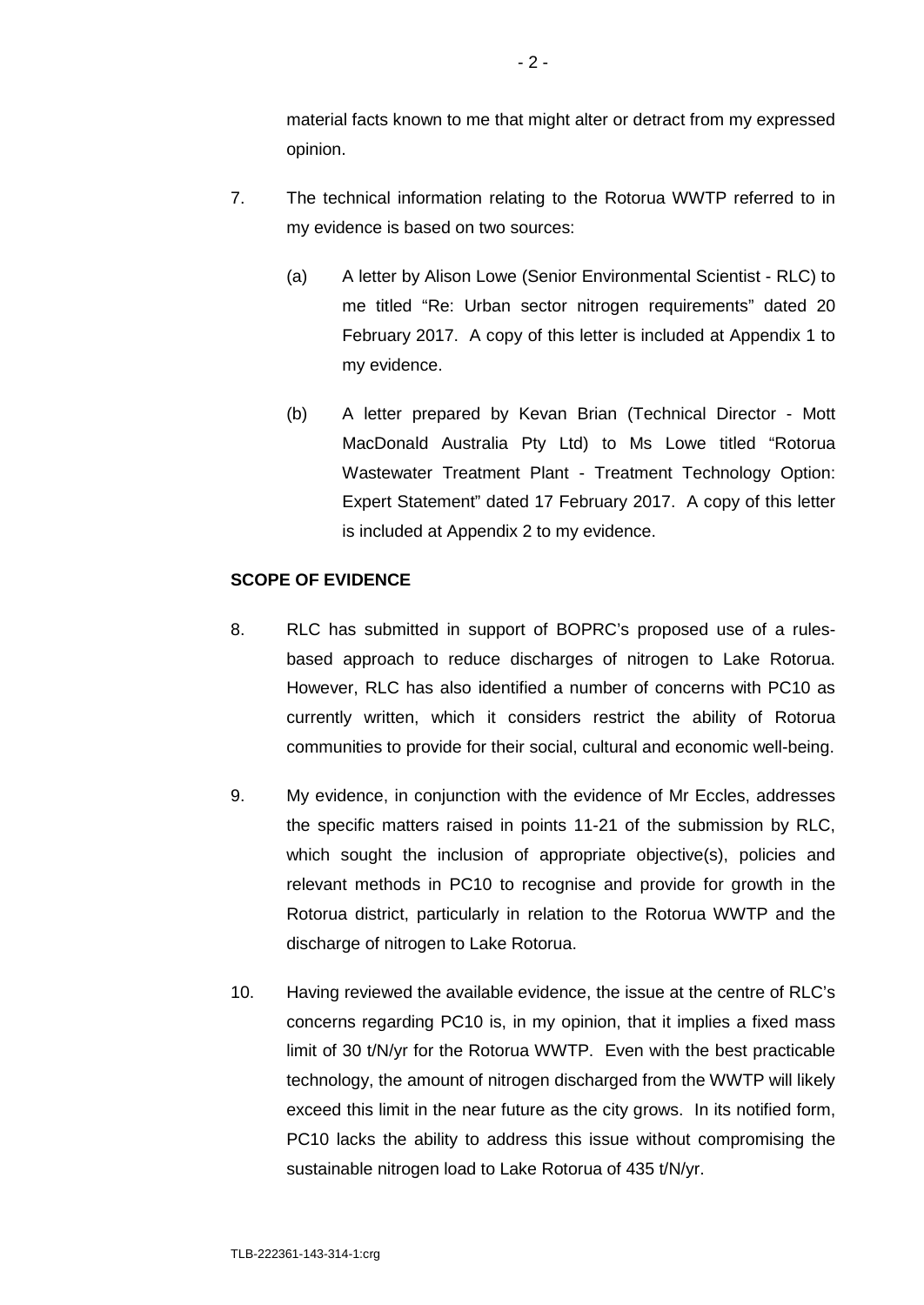material facts known to me that might alter or detract from my expressed opinion.

7. The technical information relating to the Rotorua WWTP referred to in my evidence is based on two sources:

   (a) A letter by Alison Lowe (Senior Environmental Scientist - RLC) to me titled "Re: Urban sector nitrogen requirements" dated 20 February 2017. A copy of this letter is included at Appendix 1 to my evidence.

   (b) A letter prepared by Kevan Brian (Technical Director - Mott MacDonald Australia Pty Ltd) to Ms Lowe titled "Rotorua Wastewater Treatment Plant - Treatment Technology Option: Expert Statement" dated 17 February 2017. A copy of this letter is included at Appendix 2 to my evidence.

**SCOPE OF EVIDENCE**

8. RLC has submitted in support of BOPRC's proposed use of a rules-based approach to reduce discharges of nitrogen to Lake Rotorua. However, RLC has also identified a number of concerns with PC10 as currently written, which it considers restrict the ability of Rotorua communities to provide for their social, cultural and economic well-being.

9. My evidence, in conjunction with the evidence of Mr Eccles, addresses the specific matters raised in points 11-21 of the submission by RLC, which sought the inclusion of appropriate objective(s), policies and relevant methods in PC10 to recognise and provide for growth in the Rotorua district, particularly in relation to the Rotorua WWTP and the discharge of nitrogen to Lake Rotorua.

10. Having reviewed the available evidence, the issue at the centre of RLC's concerns regarding PC10 is, in my opinion, that it implies a fixed mass limit of 30 t/N/yr for the Rotorua WWTP. Even with the best practicable technology, the amount of nitrogen discharged from the WWTP will likely exceed this limit in the near future as the city grows. In its notified form, PC10 lacks the ability to address this issue without compromising the sustainable nitrogen load to Lake Rotorua of 435 t/N/yr.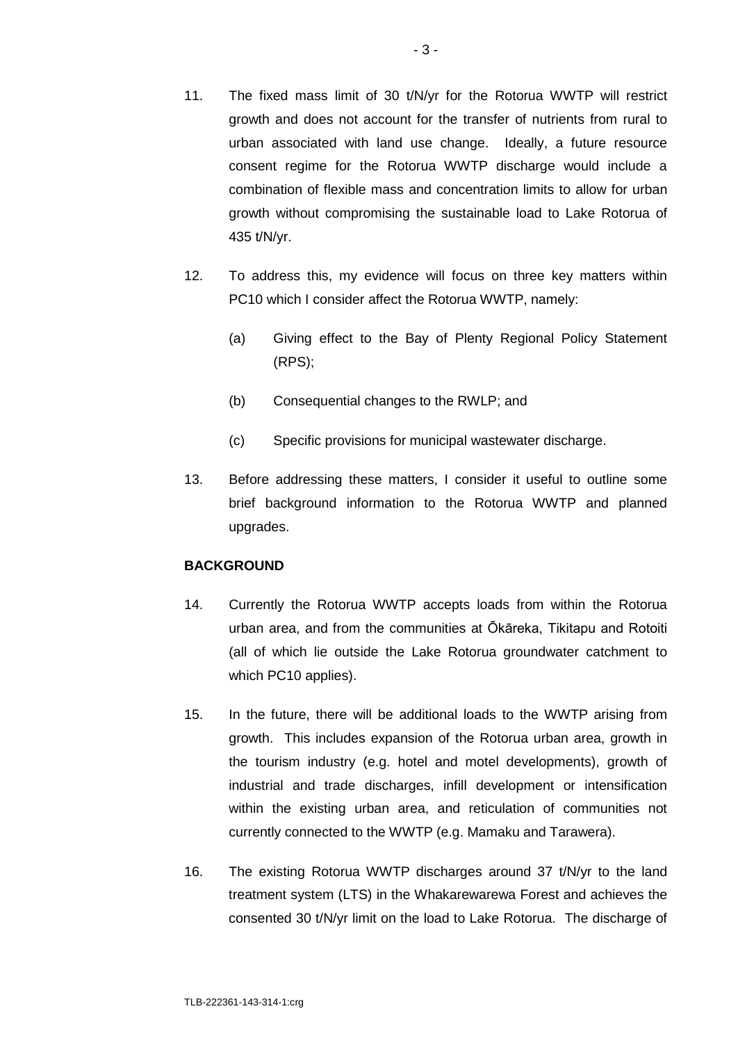11. The fixed mass limit of 30 t/N/yr for the Rotorua WWTP will restrict growth and does not account for the transfer of nutrients from rural to urban associated with land use change. Ideally, a future resource consent regime for the Rotorua WWTP discharge would include a combination of flexible mass and concentration limits to allow for urban growth without compromising the sustainable load to Lake Rotorua of 435 t/N/yr.

12. To address this, my evidence will focus on three key matters within PC10 which I consider affect the Rotorua WWTP, namely:

    (a) Giving effect to the Bay of Plenty Regional Policy Statement (RPS);

    (b) Consequential changes to the RWLP; and

    (c) Specific provisions for municipal wastewater discharge.

13. Before addressing these matters, I consider it useful to outline some brief background information to the Rotorua WWTP and planned upgrades.

**BACKGROUND**

14. Currently the Rotorua WWTP accepts loads from within the Rotorua urban area, and from the communities at Ōkāreka, Tikitapu and Rotoiti (all of which lie outside the Lake Rotorua groundwater catchment to which PC10 applies).

15. In the future, there will be additional loads to the WWTP arising from growth. This includes expansion of the Rotorua urban area, growth in the tourism industry (e.g. hotel and motel developments), growth of industrial and trade discharges, infill development or intensification within the existing urban area, and reticulation of communities not currently connected to the WWTP (e.g. Mamaku and Tarawera).

16. The existing Rotorua WWTP discharges around 37 t/N/yr to the land treatment system (LTS) in the Whakarewarewa Forest and achieves the consented 30 t/N/yr limit on the load to Lake Rotorua. The discharge of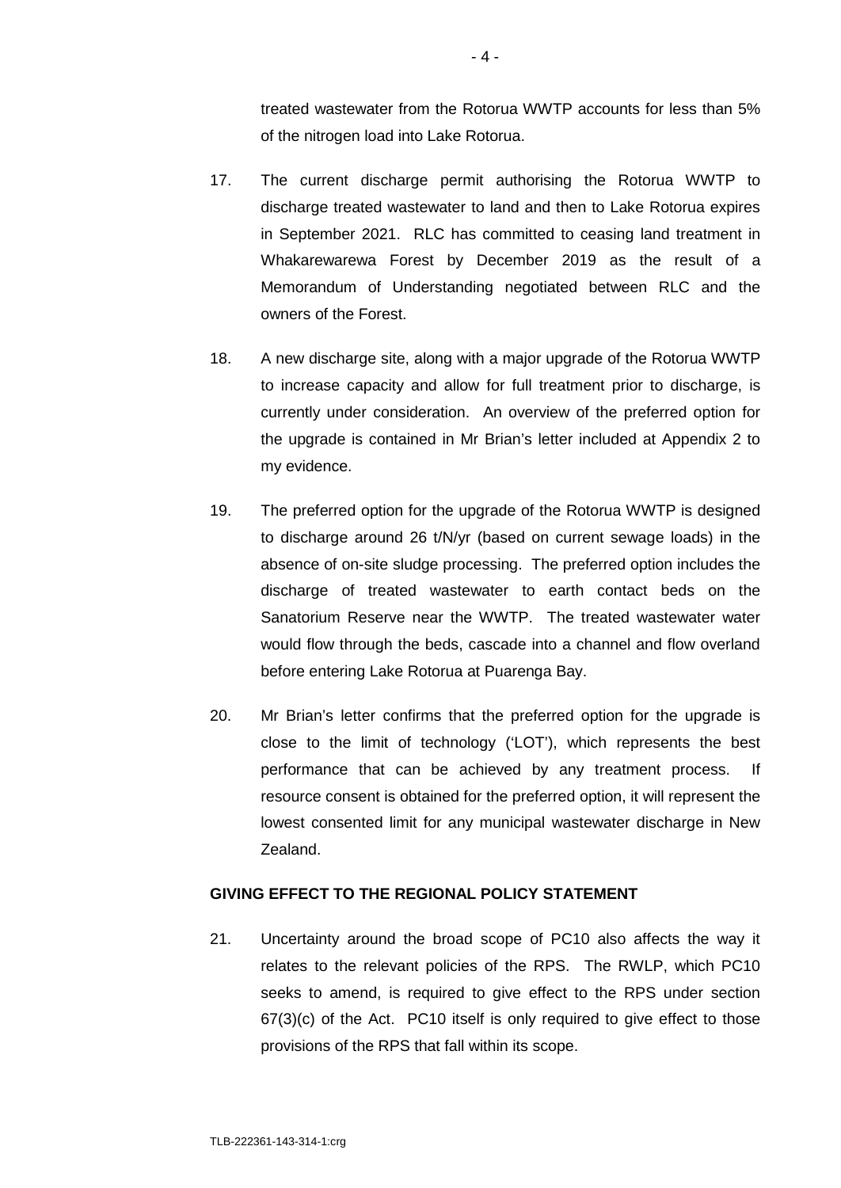treated wastewater from the Rotorua WWTP accounts for less than 5% of the nitrogen load into Lake Rotorua.

17. The current discharge permit authorising the Rotorua WWTP to discharge treated wastewater to land and then to Lake Rotorua expires in September 2021. RLC has committed to ceasing land treatment in Whakarewarewa Forest by December 2019 as the result of a Memorandum of Understanding negotiated between RLC and the owners of the Forest.

18. A new discharge site, along with a major upgrade of the Rotorua WWTP to increase capacity and allow for full treatment prior to discharge, is currently under consideration. An overview of the preferred option for the upgrade is contained in Mr Brian's letter included at Appendix 2 to my evidence.

19. The preferred option for the upgrade of the Rotorua WWTP is designed to discharge around 26 t/N/yr (based on current sewage loads) in the absence of on-site sludge processing. The preferred option includes the discharge of treated wastewater to earth contact beds on the Sanatorium Reserve near the WWTP. The treated wastewater water would flow through the beds, cascade into a channel and flow overland before entering Lake Rotorua at Puarenga Bay.

20. Mr Brian's letter confirms that the preferred option for the upgrade is close to the limit of technology ('LOT'), which represents the best performance that can be achieved by any treatment process. If resource consent is obtained for the preferred option, it will represent the lowest consented limit for any municipal wastewater discharge in New Zealand.

## GIVING EFFECT TO THE REGIONAL POLICY STATEMENT

21. Uncertainty around the broad scope of PC10 also affects the way it relates to the relevant policies of the RPS. The RWLP, which PC10 seeks to amend, is required to give effect to the RPS under section 67(3)(c) of the Act. PC10 itself is only required to give effect to those provisions of the RPS that fall within its scope.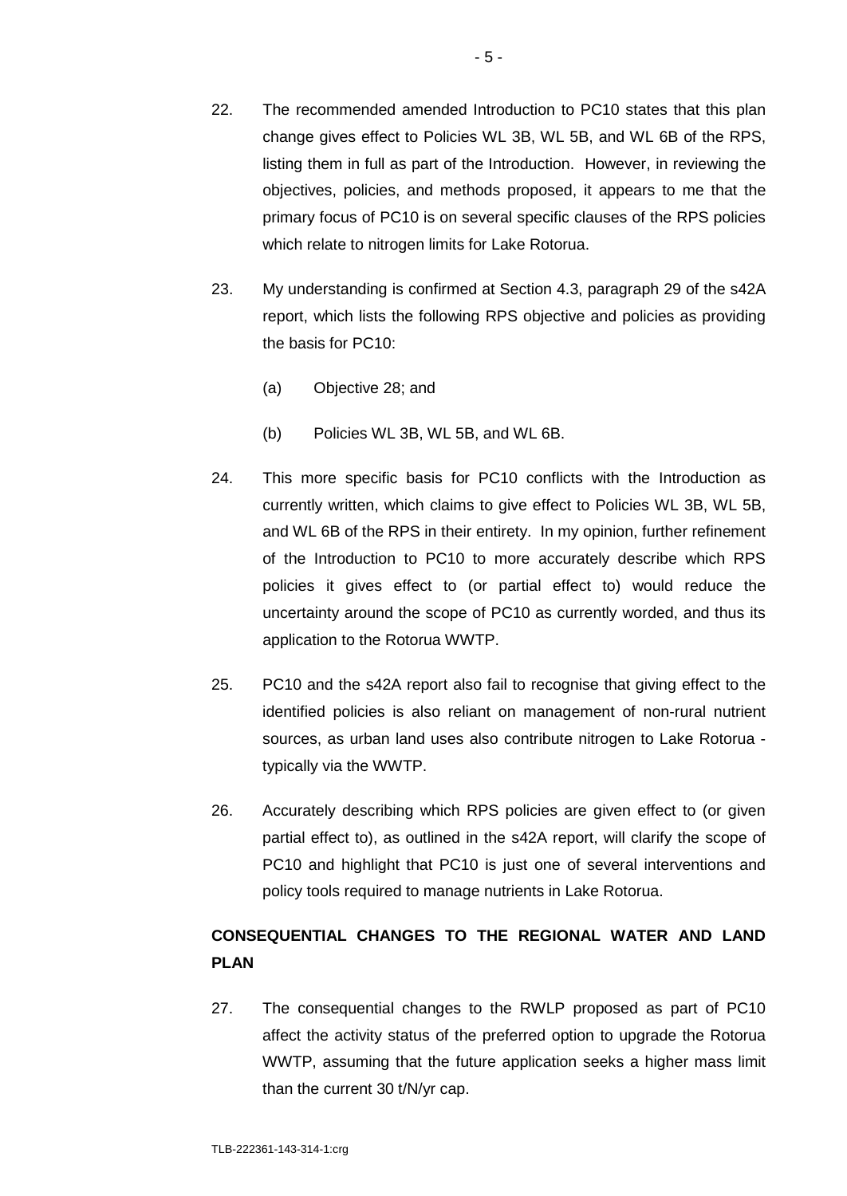22. The recommended amended Introduction to PC10 states that this plan change gives effect to Policies WL 3B, WL 5B, and WL 6B of the RPS, listing them in full as part of the Introduction. However, in reviewing the objectives, policies, and methods proposed, it appears to me that the primary focus of PC10 is on several specific clauses of the RPS policies which relate to nitrogen limits for Lake Rotorua.

23. My understanding is confirmed at Section 4.3, paragraph 29 of the s42A report, which lists the following RPS objective and policies as providing the basis for PC10:

    (a) Objective 28; and

    (b) Policies WL 3B, WL 5B, and WL 6B.

24. This more specific basis for PC10 conflicts with the Introduction as currently written, which claims to give effect to Policies WL 3B, WL 5B, and WL 6B of the RPS in their entirety. In my opinion, further refinement of the Introduction to PC10 to more accurately describe which RPS policies it gives effect to (or partial effect to) would reduce the uncertainty around the scope of PC10 as currently worded, and thus its application to the Rotorua WWTP.

25. PC10 and the s42A report also fail to recognise that giving effect to the identified policies is also reliant on management of non-rural nutrient sources, as urban land uses also contribute nitrogen to Lake Rotorua - typically via the WWTP.

26. Accurately describing which RPS policies are given effect to (or given partial effect to), as outlined in the s42A report, will clarify the scope of PC10 and highlight that PC10 is just one of several interventions and policy tools required to manage nutrients in Lake Rotorua.

## CONSEQUENTIAL CHANGES TO THE REGIONAL WATER AND LAND PLAN

27. The consequential changes to the RWLP proposed as part of PC10 affect the activity status of the preferred option to upgrade the Rotorua WWTP, assuming that the future application seeks a higher mass limit than the current 30 t/N/yr cap.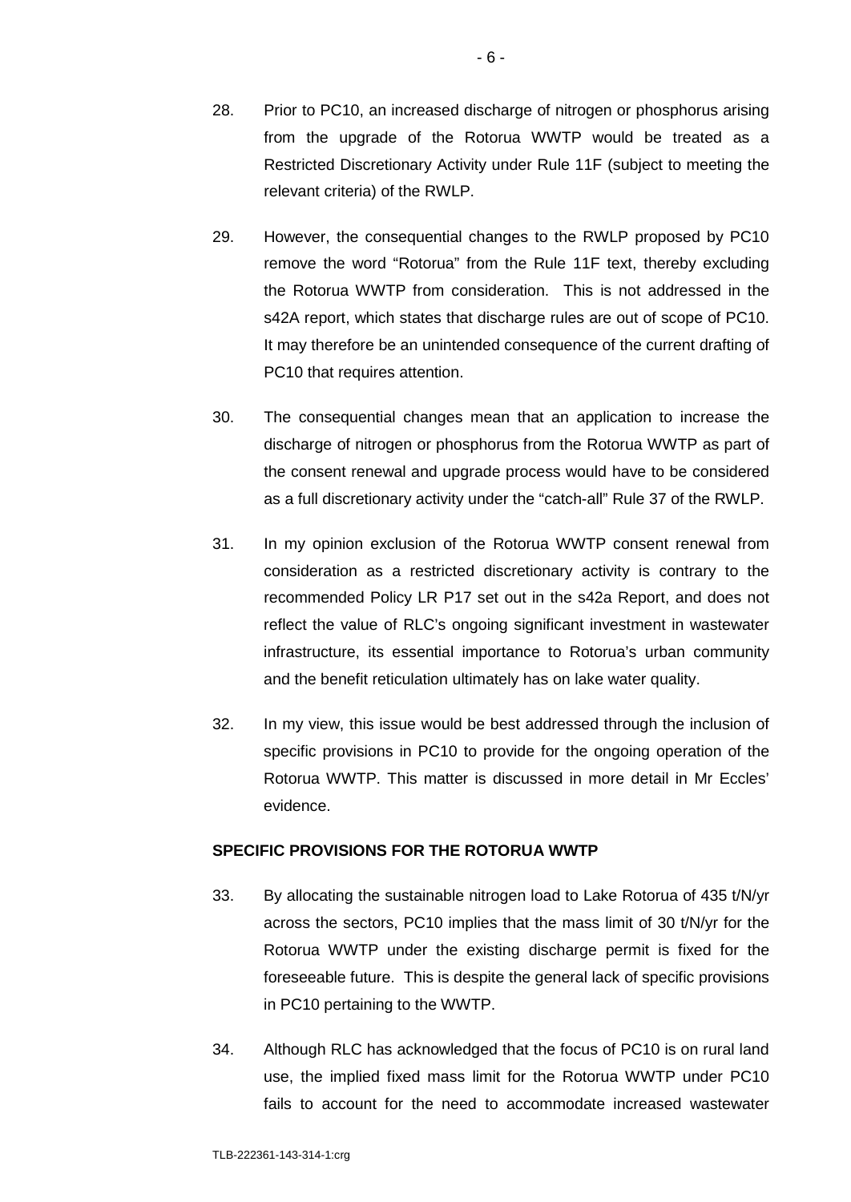28. Prior to PC10, an increased discharge of nitrogen or phosphorus arising from the upgrade of the Rotorua WWTP would be treated as a Restricted Discretionary Activity under Rule 11F (subject to meeting the relevant criteria) of the RWLP.

29. However, the consequential changes to the RWLP proposed by PC10 remove the word "Rotorua" from the Rule 11F text, thereby excluding the Rotorua WWTP from consideration. This is not addressed in the s42A report, which states that discharge rules are out of scope of PC10. It may therefore be an unintended consequence of the current drafting of PC10 that requires attention.

30. The consequential changes mean that an application to increase the discharge of nitrogen or phosphorus from the Rotorua WWTP as part of the consent renewal and upgrade process would have to be considered as a full discretionary activity under the "catch-all" Rule 37 of the RWLP.

31. In my opinion exclusion of the Rotorua WWTP consent renewal from consideration as a restricted discretionary activity is contrary to the recommended Policy LR P17 set out in the s42a Report, and does not reflect the value of RLC's ongoing significant investment in wastewater infrastructure, its essential importance to Rotorua's urban community and the benefit reticulation ultimately has on lake water quality.

32. In my view, this issue would be best addressed through the inclusion of specific provisions in PC10 to provide for the ongoing operation of the Rotorua WWTP. This matter is discussed in more detail in Mr Eccles' evidence.

**SPECIFIC PROVISIONS FOR THE ROTORUA WWTP**

33. By allocating the sustainable nitrogen load to Lake Rotorua of 435 t/N/yr across the sectors, PC10 implies that the mass limit of 30 t/N/yr for the Rotorua WWTP under the existing discharge permit is fixed for the foreseeable future. This is despite the general lack of specific provisions in PC10 pertaining to the WWTP.

34. Although RLC has acknowledged that the focus of PC10 is on rural land use, the implied fixed mass limit for the Rotorua WWTP under PC10 fails to account for the need to accommodate increased wastewater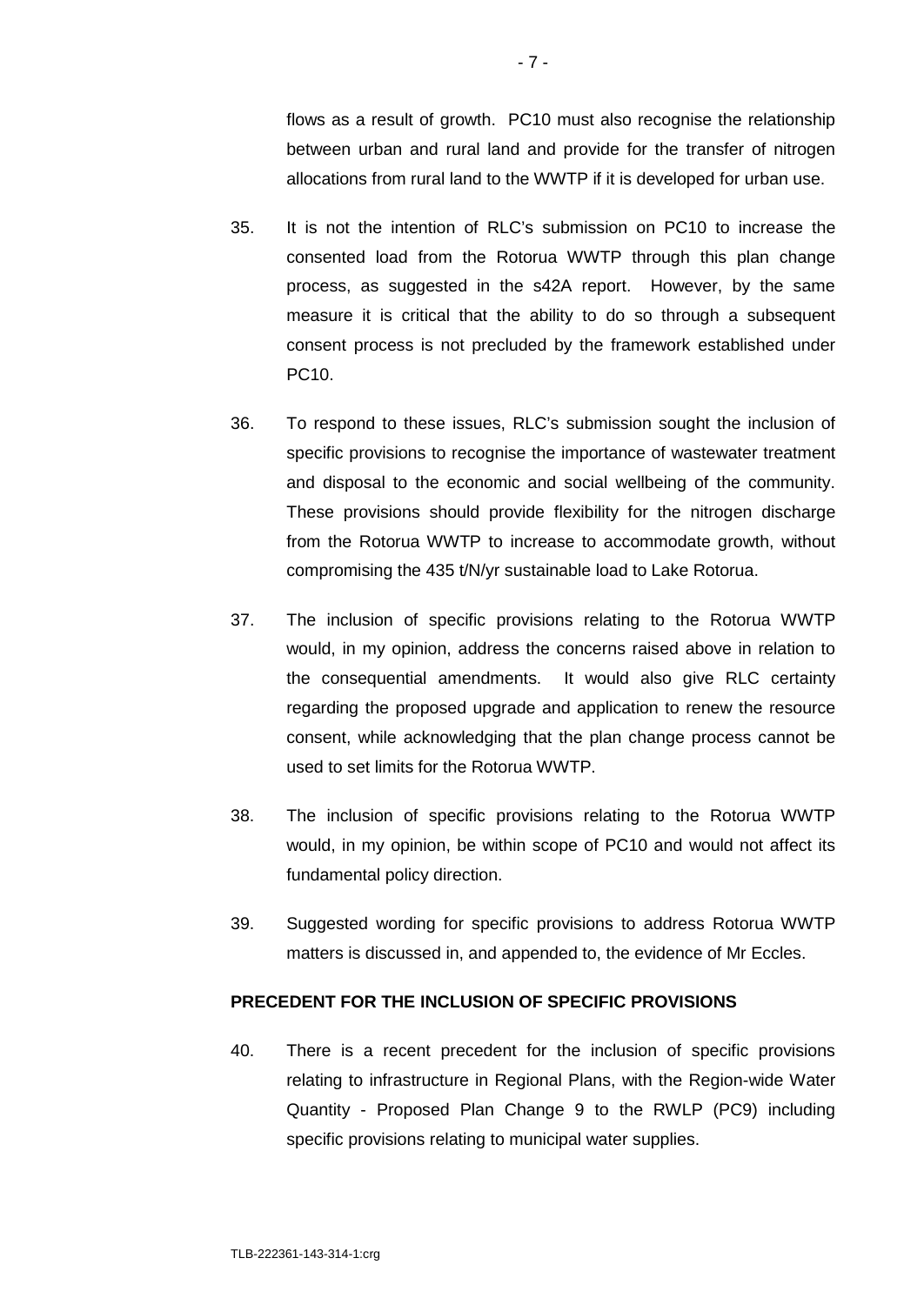flows as a result of growth. PC10 must also recognise the relationship between urban and rural land and provide for the transfer of nitrogen allocations from rural land to the WWTP if it is developed for urban use.

35. It is not the intention of RLC's submission on PC10 to increase the consented load from the Rotorua WWTP through this plan change process, as suggested in the s42A report. However, by the same measure it is critical that the ability to do so through a subsequent consent process is not precluded by the framework established under PC10.

36. To respond to these issues, RLC's submission sought the inclusion of specific provisions to recognise the importance of wastewater treatment and disposal to the economic and social wellbeing of the community. These provisions should provide flexibility for the nitrogen discharge from the Rotorua WWTP to increase to accommodate growth, without compromising the 435 t/N/yr sustainable load to Lake Rotorua.

37. The inclusion of specific provisions relating to the Rotorua WWTP would, in my opinion, address the concerns raised above in relation to the consequential amendments. It would also give RLC certainty regarding the proposed upgrade and application to renew the resource consent, while acknowledging that the plan change process cannot be used to set limits for the Rotorua WWTP.

38. The inclusion of specific provisions relating to the Rotorua WWTP would, in my opinion, be within scope of PC10 and would not affect its fundamental policy direction.

39. Suggested wording for specific provisions to address Rotorua WWTP matters is discussed in, and appended to, the evidence of Mr Eccles.

**PRECEDENT FOR THE INCLUSION OF SPECIFIC PROVISIONS**

40. There is a recent precedent for the inclusion of specific provisions relating to infrastructure in Regional Plans, with the Region-wide Water Quantity - Proposed Plan Change 9 to the RWLP (PC9) including specific provisions relating to municipal water supplies.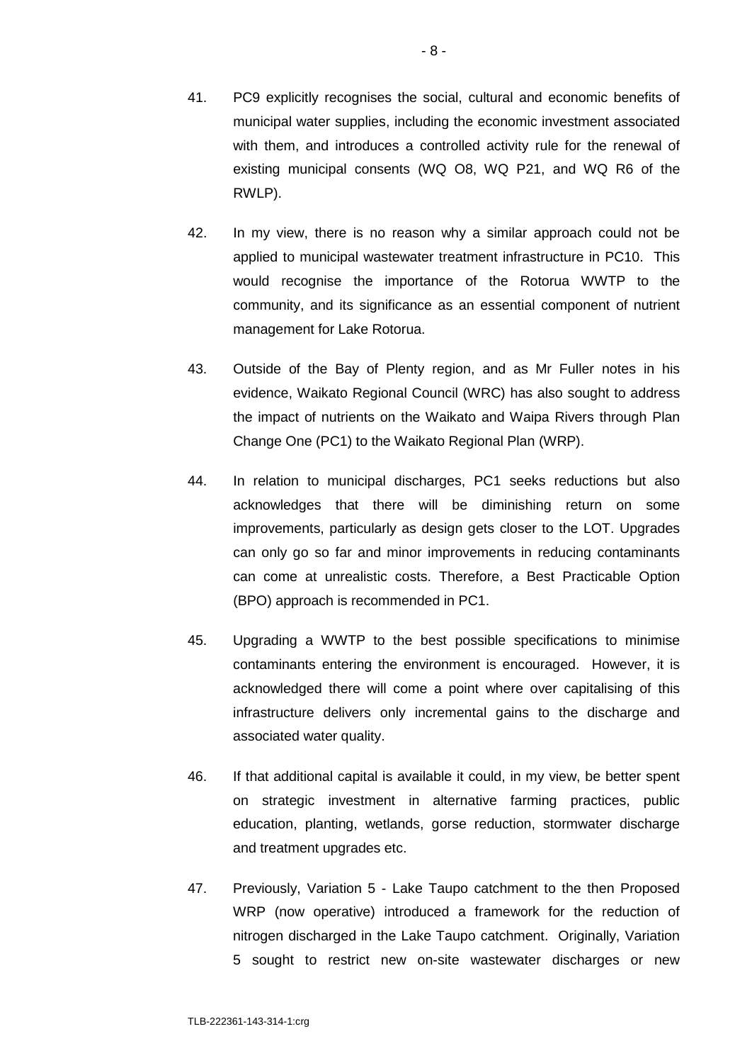41. PC9 explicitly recognises the social, cultural and economic benefits of municipal water supplies, including the economic investment associated with them, and introduces a controlled activity rule for the renewal of existing municipal consents (WQ O8, WQ P21, and WQ R6 of the RWLP).

42. In my view, there is no reason why a similar approach could not be applied to municipal wastewater treatment infrastructure in PC10. This would recognise the importance of the Rotorua WWTP to the community, and its significance as an essential component of nutrient management for Lake Rotorua.

43. Outside of the Bay of Plenty region, and as Mr Fuller notes in his evidence, Waikato Regional Council (WRC) has also sought to address the impact of nutrients on the Waikato and Waipa Rivers through Plan Change One (PC1) to the Waikato Regional Plan (WRP).

44. In relation to municipal discharges, PC1 seeks reductions but also acknowledges that there will be diminishing return on some improvements, particularly as design gets closer to the LOT. Upgrades can only go so far and minor improvements in reducing contaminants can come at unrealistic costs. Therefore, a Best Practicable Option (BPO) approach is recommended in PC1.

45. Upgrading a WWTP to the best possible specifications to minimise contaminants entering the environment is encouraged. However, it is acknowledged there will come a point where over capitalising of this infrastructure delivers only incremental gains to the discharge and associated water quality.

46. If that additional capital is available it could, in my view, be better spent on strategic investment in alternative farming practices, public education, planting, wetlands, gorse reduction, stormwater discharge and treatment upgrades etc.

47. Previously, Variation 5 - Lake Taupo catchment to the then Proposed WRP (now operative) introduced a framework for the reduction of nitrogen discharged in the Lake Taupo catchment. Originally, Variation 5 sought to restrict new on-site wastewater discharges or new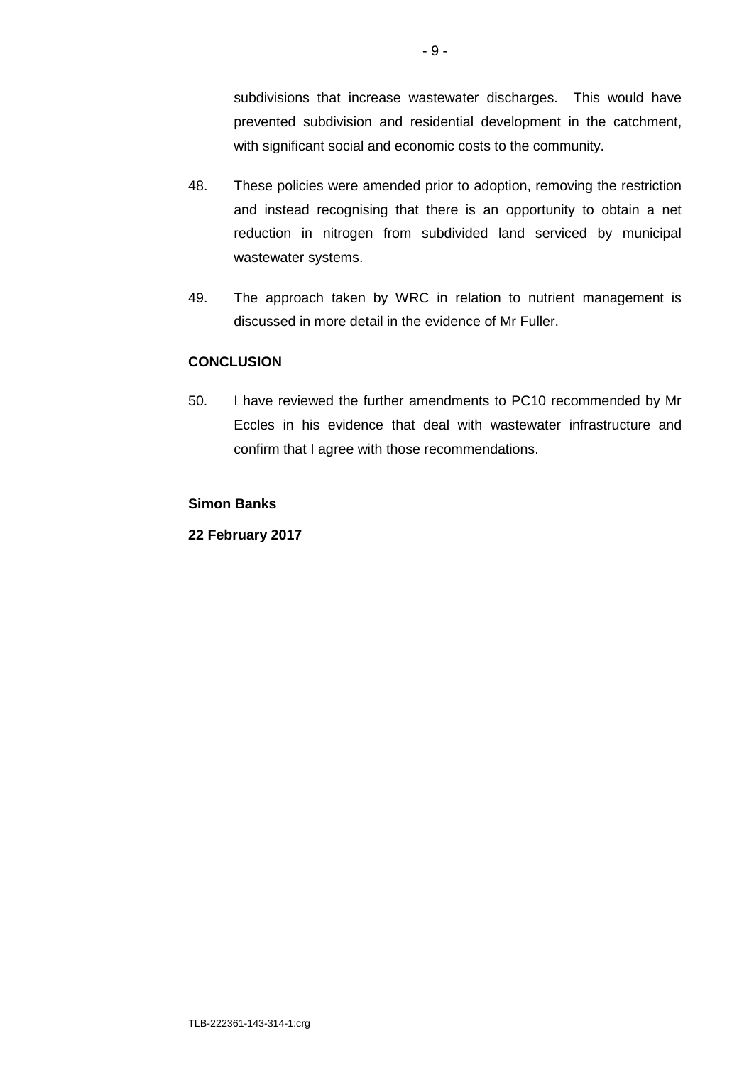subdivisions that increase wastewater discharges. This would have prevented subdivision and residential development in the catchment, with significant social and economic costs to the community.

48. These policies were amended prior to adoption, removing the restriction and instead recognising that there is an opportunity to obtain a net reduction in nitrogen from subdivided land serviced by municipal wastewater systems.

49. The approach taken by WRC in relation to nutrient management is discussed in more detail in the evidence of Mr Fuller.

## CONCLUSION

50. I have reviewed the further amendments to PC10 recommended by Mr Eccles in his evidence that deal with wastewater infrastructure and confirm that I agree with those recommendations.

**Simon Banks**

**22 February 2017**

TLB-222361-143-314-1:crg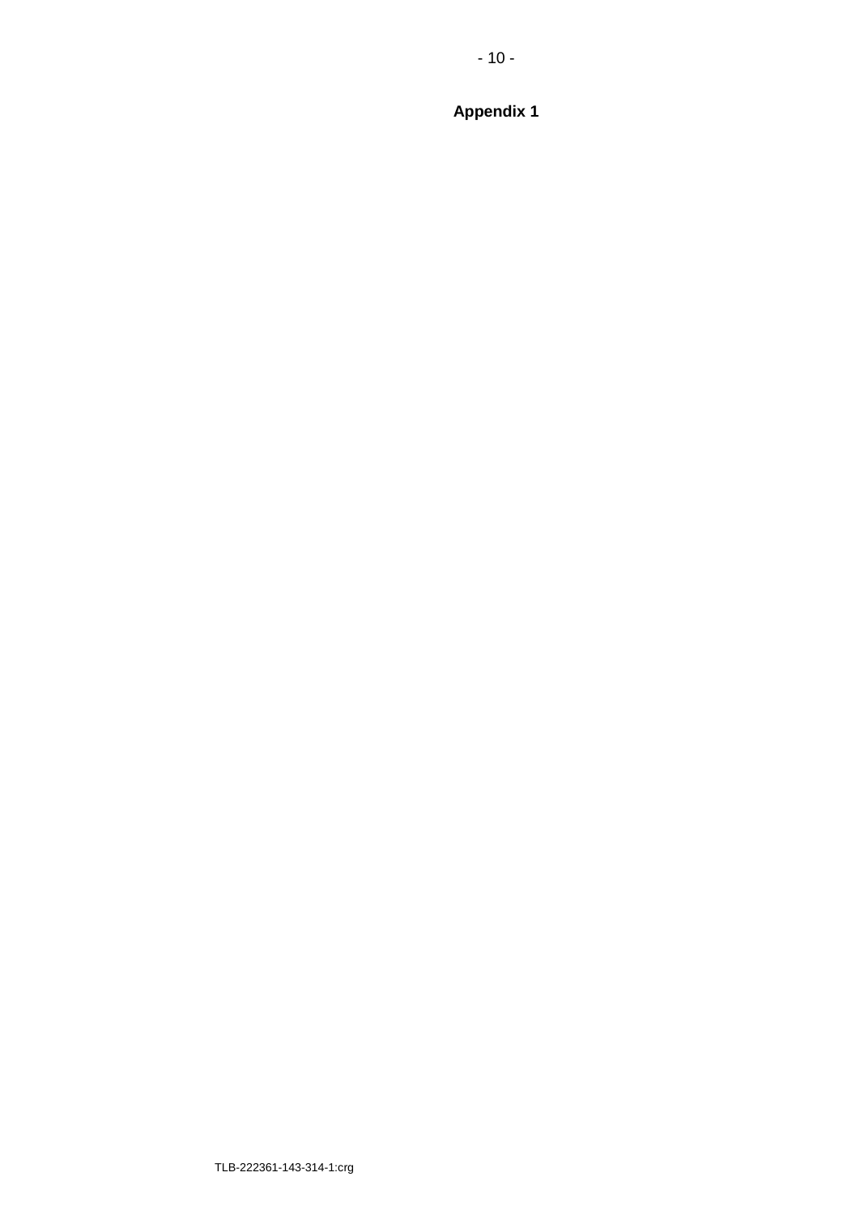**Appendix 1**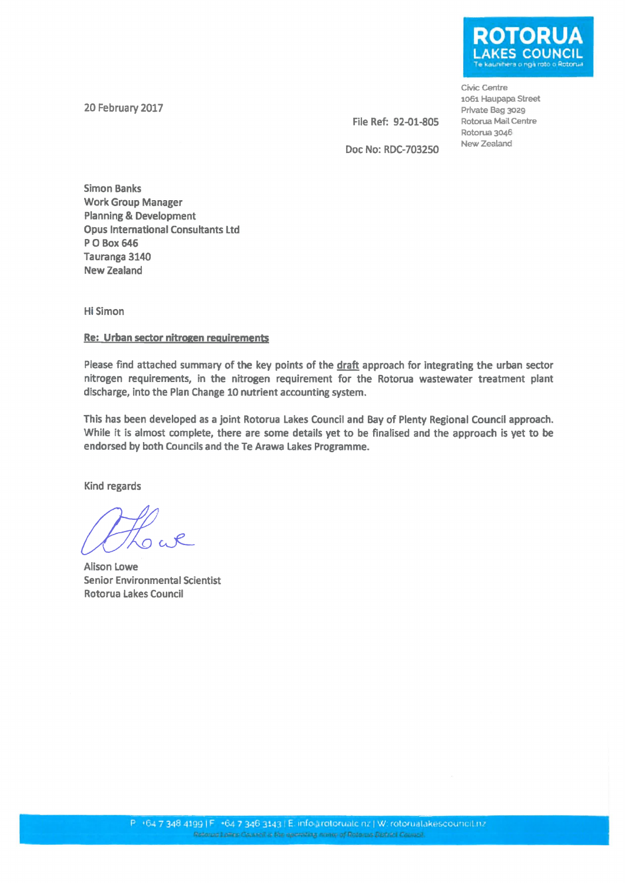**ROTORUA LAKES COUNCIL**
Te kaunihera o ngā roto o Rotorua

Civic Centre
1061 Haupapa Street
Private Bag 3029
Rotorua Mail Centre
Rotorua 3046
New Zealand

20 February 2017

File Ref: 92-01-805

Doc No: RDC-703250

Simon Banks
Work Group Manager
Planning & Development
Opus International Consultants Ltd
P O Box 646
Tauranga 3140
New Zealand

Hi Simon

**Re: Urban sector nitrogen requirements**

Please find attached summary of the key points of the draft approach for integrating the urban sector nitrogen requirements, in the nitrogen requirement for the Rotorua wastewater treatment plant discharge, into the Plan Change 10 nutrient accounting system.

This has been developed as a joint Rotorua Lakes Council and Bay of Plenty Regional Council approach. While it is almost complete, there are some details yet to be finalised and the approach is yet to be endorsed by both Councils and the Te Arawa Lakes Programme.

Kind regards

Alison Lowe
Senior Environmental Scientist
Rotorua Lakes Council

P +64 7 348 4199 | F +64 7 346 3143 | E info@rotorualc.nz | W rotorualakescouncil.nz
Rotorua Lakes Council is the operating name of Rotorua District Council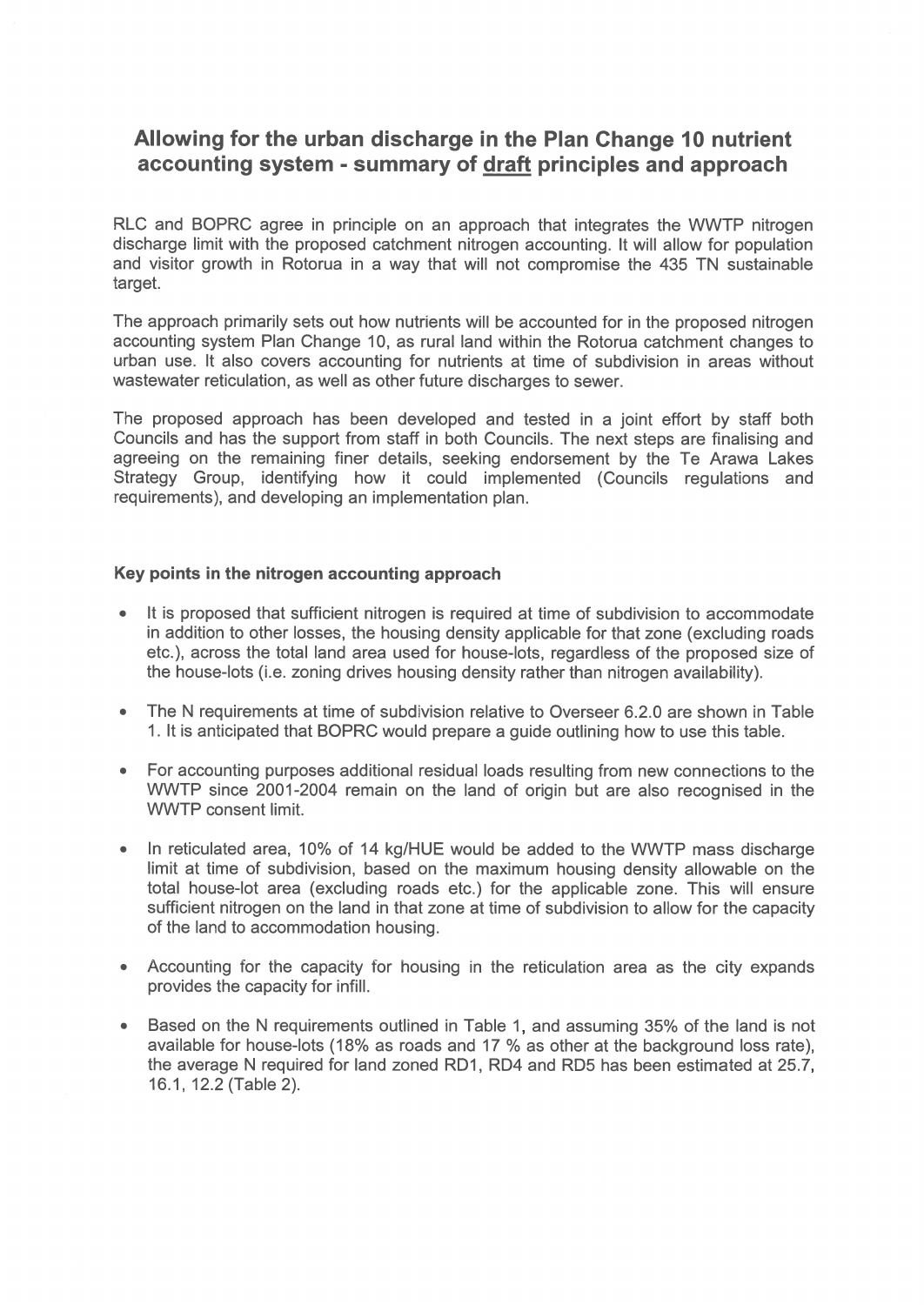# Allowing for the urban discharge in the Plan Change 10 nutrient accounting system - summary of draft principles and approach

RLC and BOPRC agree in principle on an approach that integrates the WWTP nitrogen discharge limit with the proposed catchment nitrogen accounting. It will allow for population and visitor growth in Rotorua in a way that will not compromise the 435 TN sustainable target.

The approach primarily sets out how nutrients will be accounted for in the proposed nitrogen accounting system Plan Change 10, as rural land within the Rotorua catchment changes to urban use. It also covers accounting for nutrients at time of subdivision in areas without wastewater reticulation, as well as other future discharges to sewer.

The proposed approach has been developed and tested in a joint effort by staff both Councils and has the support from staff in both Councils. The next steps are finalising and agreeing on the remaining finer details, seeking endorsement by the Te Arawa Lakes Strategy Group, identifying how it could implemented (Councils regulations and requirements), and developing an implementation plan.

### Key points in the nitrogen accounting approach

- It is proposed that sufficient nitrogen is required at time of subdivision to accommodate in addition to other losses, the housing density applicable for that zone (excluding roads etc.), across the total land area used for house-lots, regardless of the proposed size of the house-lots (i.e. zoning drives housing density rather than nitrogen availability).
- The N requirements at time of subdivision relative to Overseer 6.2.0 are shown in Table 1. It is anticipated that BOPRC would prepare a guide outlining how to use this table.
- For accounting purposes additional residual loads resulting from new connections to the WWTP since 2001-2004 remain on the land of origin but are also recognised in the WWTP consent limit.
- In reticulated area, 10% of 14 kg/HUE would be added to the WWTP mass discharge limit at time of subdivision, based on the maximum housing density allowable on the total house-lot area (excluding roads etc.) for the applicable zone. This will ensure sufficient nitrogen on the land in that zone at time of subdivision to allow for the capacity of the land to accommodation housing.
- Accounting for the capacity for housing in the reticulation area as the city expands provides the capacity for infill.
- Based on the N requirements outlined in Table 1, and assuming 35% of the land is not available for house-lots (18% as roads and 17 % as other at the background loss rate), the average N required for land zoned RD1, RD4 and RD5 has been estimated at 25.7, 16.1, 12.2 (Table 2).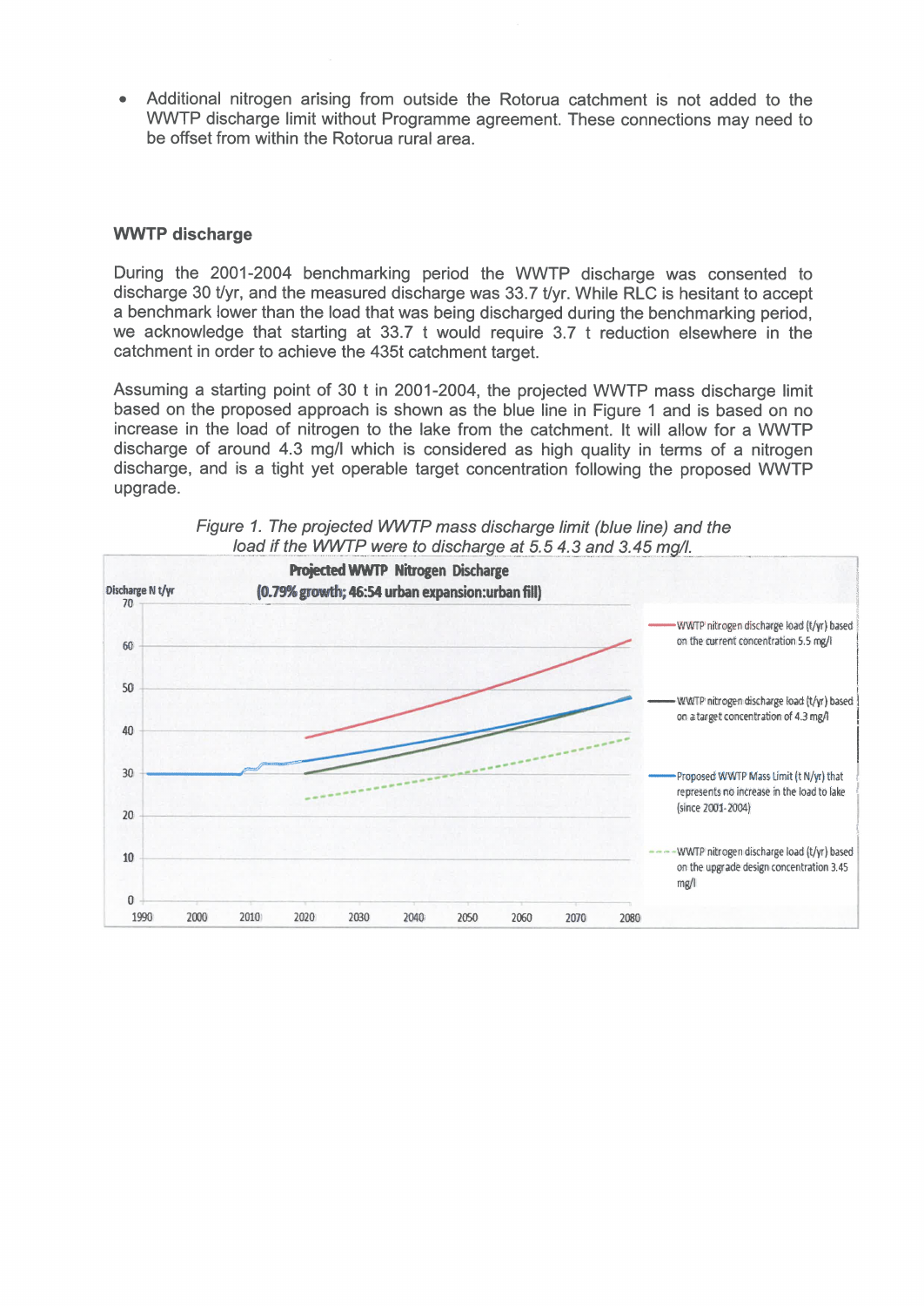- Additional nitrogen arising from outside the Rotorua catchment is not added to the WWTP discharge limit without Programme agreement. These connections may need to be offset from within the Rotorua rural area.

## WWTP discharge

During the 2001-2004 benchmarking period the WWTP discharge was consented to discharge 30 t/yr, and the measured discharge was 33.7 t/yr. While RLC is hesitant to accept a benchmark lower than the load that was being discharged during the benchmarking period, we acknowledge that starting at 33.7 t would require 3.7 t reduction elsewhere in the catchment in order to achieve the 435t catchment target.

Assuming a starting point of 30 t in 2001-2004, the projected WWTP mass discharge limit based on the proposed approach is shown as the blue line in Figure 1 and is based on no increase in the load of nitrogen to the lake from the catchment. It will allow for a WWTP discharge of around 4.3 mg/l which is considered as high quality in terms of a nitrogen discharge, and is a tight yet operable target concentration following the proposed WWTP upgrade.

*Figure 1. The projected WWTP mass discharge limit (blue line) and the load if the WWTP were to discharge at 5.5 4.3 and 3.45 mg/l.*

**Projected WWTP Nitrogen Discharge**
**(0.79% growth; 46:54 urban expansion:urban fill)**

Discharge N t/yr

Legend:
- WWTP nitrogen discharge load (t/yr) based on the current concentration 5.5 mg/l
- WWTP nitrogen discharge load (t/yr) based on a target concentration of 4.3 mg/l
- Proposed WWTP Mass Limit (t N/yr) that represents no increase in the load to lake (since 2001-2004)
- WWTP nitrogen discharge load (t/yr) based on the upgrade design concentration 3.45 mg/l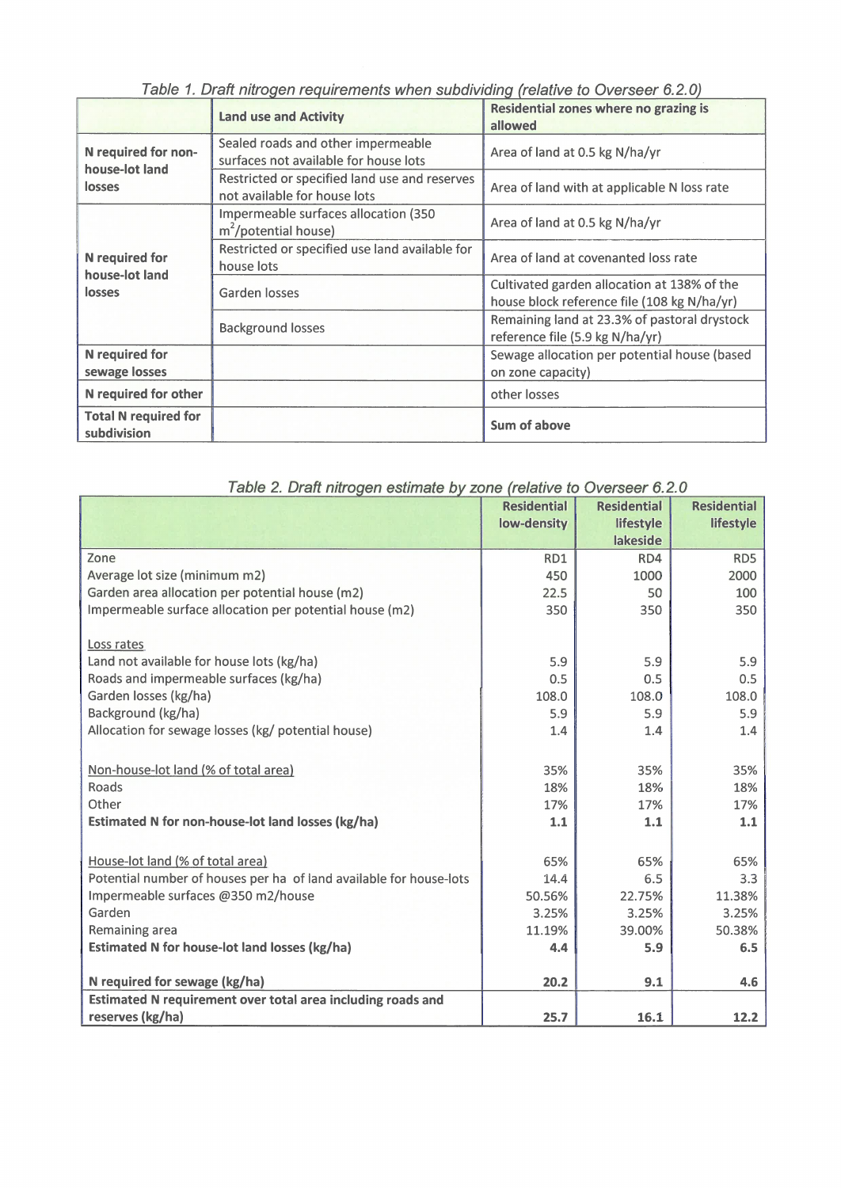*Table 1. Draft nitrogen requirements when subdividing (relative to Overseer 6.2.0)*

| | Land use and Activity | Residential zones where no grazing is allowed |
|---|---|---|
| N required for non-house-lot land losses | Sealed roads and other impermeable surfaces not available for house lots | Area of land at 0.5 kg N/ha/yr |
| | Restricted or specified land use and reserves not available for house lots | Area of land with at applicable N loss rate |
| N required for house-lot land losses | Impermeable surfaces allocation (350 $m^2$/potential house) | Area of land at 0.5 kg N/ha/yr |
| | Restricted or specified use land available for house lots | Area of land at covenanted loss rate |
| | Garden losses | Cultivated garden allocation at 138% of the house block reference file (108 kg N/ha/yr) |
| | Background losses | Remaining land at 23.3% of pastoral drystock reference file (5.9 kg N/ha/yr) |
| N required for sewage losses | | Sewage allocation per potential house (based on zone capacity) |
| N required for other | | other losses |
| Total N required for subdivision | | Sum of above |

*Table 2. Draft nitrogen estimate by zone (relative to Overseer 6.2.0*

| | Residential low-density | Residential lifestyle lakeside | Residential lifestyle |
|---|---|---|---|
| Zone | RD1 | RD4 | RD5 |
| Average lot size (minimum m2) | 450 | 1000 | 2000 |
| Garden area allocation per potential house (m2) | 22.5 | 50 | 100 |
| Impermeable surface allocation per potential house (m2) | 350 | 350 | 350 |
| | | | |
| Loss rates | | | |
| Land not available for house lots (kg/ha) | 5.9 | 5.9 | 5.9 |
| Roads and impermeable surfaces (kg/ha) | 0.5 | 0.5 | 0.5 |
| Garden losses (kg/ha) | 108.0 | 108.0 | 108.0 |
| Background (kg/ha) | 5.9 | 5.9 | 5.9 |
| Allocation for sewage losses (kg/ potential house) | 1.4 | 1.4 | 1.4 |
| | | | |
| Non-house-lot land (% of total area) | 35% | 35% | 35% |
| Roads | 18% | 18% | 18% |
| Other | 17% | 17% | 17% |
| **Estimated N for non-house-lot land losses (kg/ha)** | **1.1** | **1.1** | **1.1** |
| | | | |
| House-lot land (% of total area) | 65% | 65% | 65% |
| Potential number of houses per ha of land available for house-lots | 14.4 | 6.5 | 3.3 |
| Impermeable surfaces @350 m2/house | 50.56% | 22.75% | 11.38% |
| Garden | 3.25% | 3.25% | 3.25% |
| Remaining area | 11.19% | 39.00% | 50.38% |
| **Estimated N for house-lot land losses (kg/ha)** | **4.4** | **5.9** | **6.5** |
| | | | |
| **N required for sewage (kg/ha)** | **20.2** | **9.1** | **4.6** |
| **Estimated N requirement over total area including roads and reserves (kg/ha)** | **25.7** | **16.1** | **12.2** |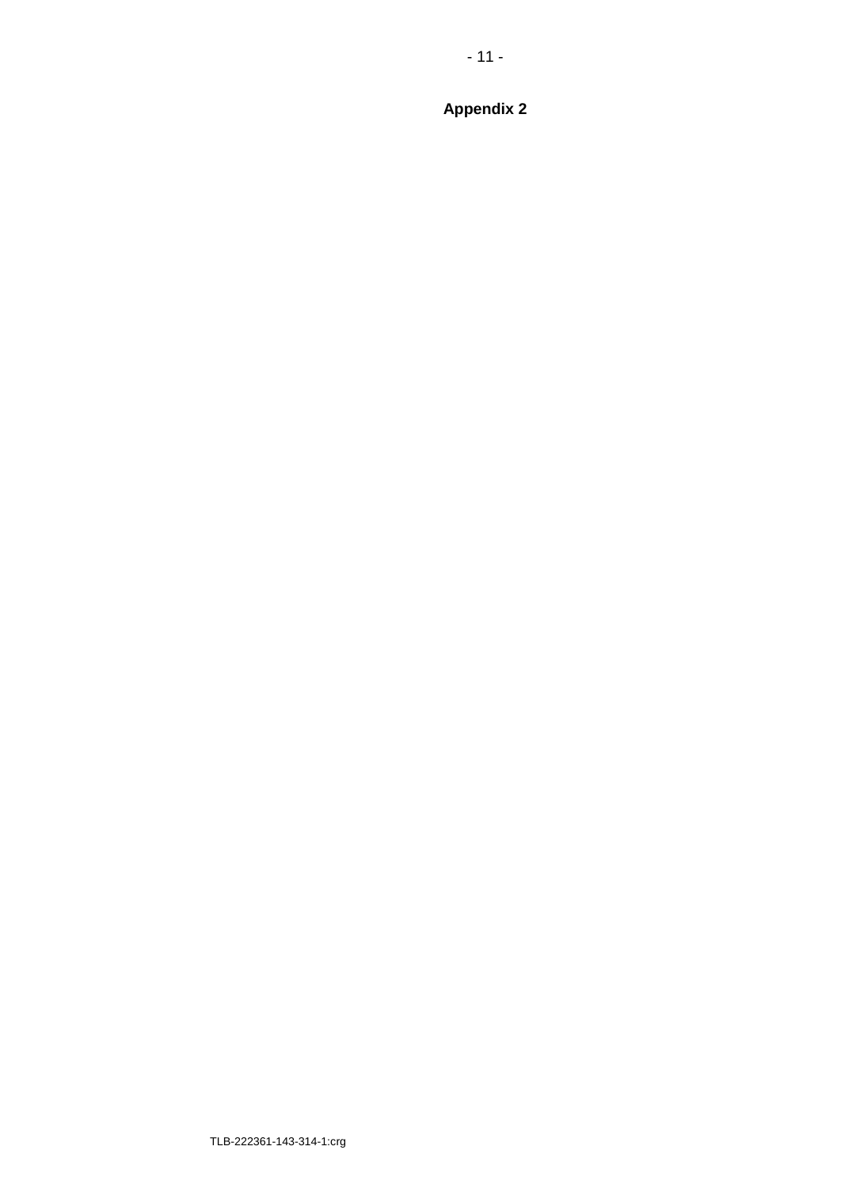**Appendix 2**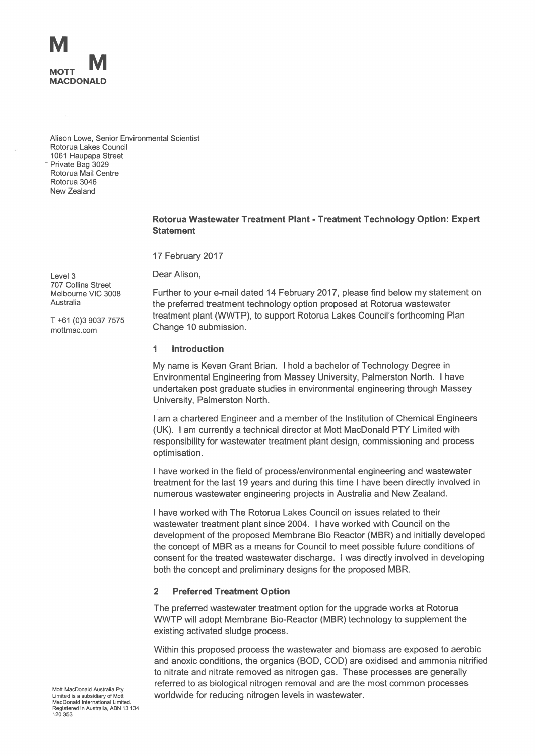**MOTT MACDONALD**

Alison Lowe, Senior Environmental Scientist
Rotorua Lakes Council
1061 Haupapa Street
Private Bag 3029
Rotorua Mail Centre
Rotorua 3046
New Zealand

Level 3
707 Collins Street
Melbourne VIC 3008
Australia

T +61 (0)3 9037 7575
mottmac.com

**Rotorua Wastewater Treatment Plant - Treatment Technology Option: Expert Statement**

17 February 2017

Dear Alison,

Further to your e-mail dated 14 February 2017, please find below my statement on the preferred treatment technology option proposed at Rotorua wastewater treatment plant (WWTP), to support Rotorua Lakes Council's forthcoming Plan Change 10 submission.

## 1 Introduction

My name is Kevan Grant Brian. I hold a bachelor of Technology Degree in Environmental Engineering from Massey University, Palmerston North. I have undertaken post graduate studies in environmental engineering through Massey University, Palmerston North.

I am a chartered Engineer and a member of the Institution of Chemical Engineers (UK). I am currently a technical director at Mott MacDonald PTY Limited with responsibility for wastewater treatment plant design, commissioning and process optimisation.

I have worked in the field of process/environmental engineering and wastewater treatment for the last 19 years and during this time I have been directly involved in numerous wastewater engineering projects in Australia and New Zealand.

I have worked with The Rotorua Lakes Council on issues related to their wastewater treatment plant since 2004. I have worked with Council on the development of the proposed Membrane Bio Reactor (MBR) and initially developed the concept of MBR as a means for Council to meet possible future conditions of consent for the treated wastewater discharge. I was directly involved in developing both the concept and preliminary designs for the proposed MBR.

## 2 Preferred Treatment Option

The preferred wastewater treatment option for the upgrade works at Rotorua WWTP will adopt Membrane Bio-Reactor (MBR) technology to supplement the existing activated sludge process.

Within this proposed process the wastewater and biomass are exposed to aerobic and anoxic conditions, the organics (BOD, COD) are oxidised and ammonia nitrified to nitrate and nitrate removed as nitrogen gas. These processes are generally referred to as biological nitrogen removal and are the most common processes worldwide for reducing nitrogen levels in wastewater.

Mott MacDonald Australia Pty Limited is a subsidiary of Mott MacDonald International Limited. Registered in Australia, ABN 13 134 120 353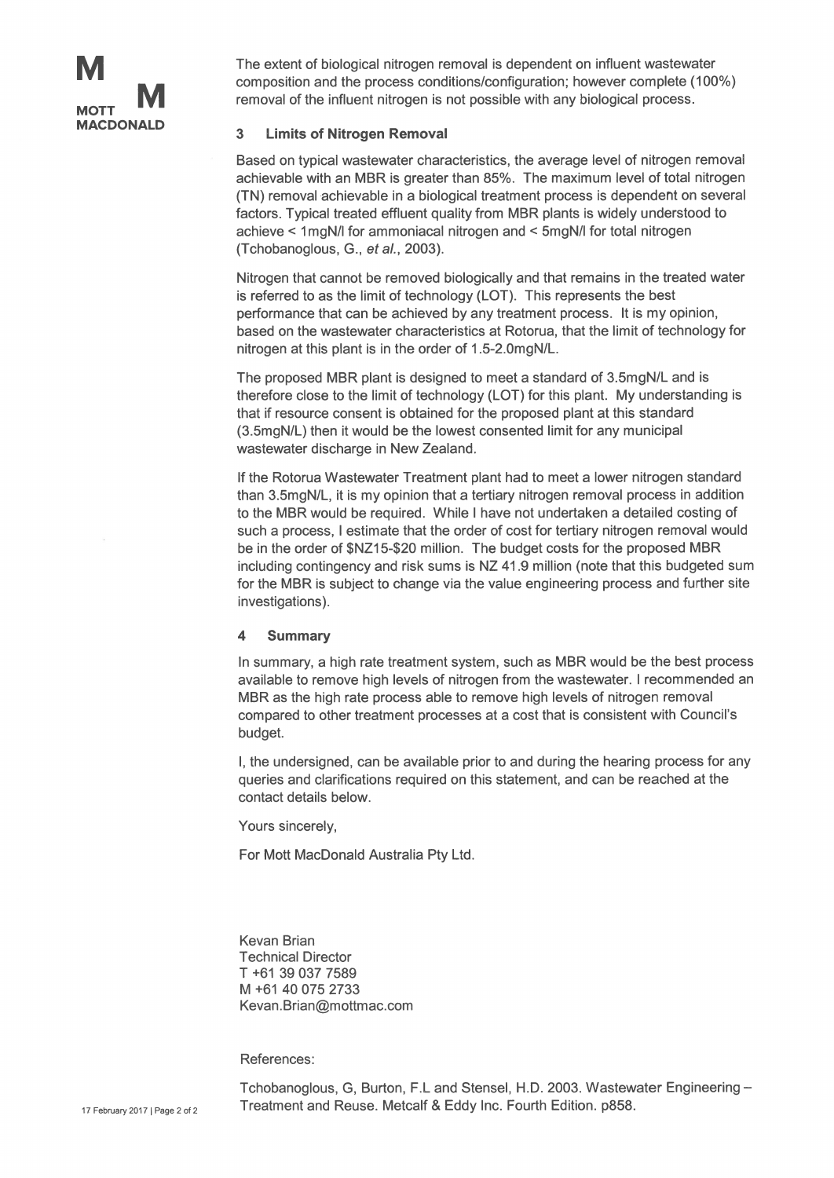The extent of biological nitrogen removal is dependent on influent wastewater composition and the process conditions/configuration; however complete (100%) removal of the influent nitrogen is not possible with any biological process.

## 3 Limits of Nitrogen Removal

Based on typical wastewater characteristics, the average level of nitrogen removal achievable with an MBR is greater than 85%. The maximum level of total nitrogen (TN) removal achievable in a biological treatment process is dependent on several factors. Typical treated effluent quality from MBR plants is widely understood to achieve < 1mgN/l for ammoniacal nitrogen and < 5mgN/l for total nitrogen (Tchobanoglous, G., *et al.*, 2003).

Nitrogen that cannot be removed biologically and that remains in the treated water is referred to as the limit of technology (LOT). This represents the best performance that can be achieved by any treatment process. It is my opinion, based on the wastewater characteristics at Rotorua, that the limit of technology for nitrogen at this plant is in the order of 1.5-2.0mgN/L.

The proposed MBR plant is designed to meet a standard of 3.5mgN/L and is therefore close to the limit of technology (LOT) for this plant. My understanding is that if resource consent is obtained for the proposed plant at this standard (3.5mgN/L) then it would be the lowest consented limit for any municipal wastewater discharge in New Zealand.

If the Rotorua Wastewater Treatment plant had to meet a lower nitrogen standard than 3.5mgN/L, it is my opinion that a tertiary nitrogen removal process in addition to the MBR would be required. While I have not undertaken a detailed costing of such a process, I estimate that the order of cost for tertiary nitrogen removal would be in the order of $NZ15-$20 million. The budget costs for the proposed MBR including contingency and risk sums is NZ 41.9 million (note that this budgeted sum for the MBR is subject to change via the value engineering process and further site investigations).

## 4 Summary

In summary, a high rate treatment system, such as MBR would be the best process available to remove high levels of nitrogen from the wastewater. I recommended an MBR as the high rate process able to remove high levels of nitrogen removal compared to other treatment processes at a cost that is consistent with Council's budget.

I, the undersigned, can be available prior to and during the hearing process for any queries and clarifications required on this statement, and can be reached at the contact details below.

Yours sincerely,

For Mott MacDonald Australia Pty Ltd.

Kevan Brian
Technical Director
T +61 39 037 7589
M +61 40 075 2733
Kevan.Brian@mottmac.com

References:

Tchobanoglous, G, Burton, F.L and Stensel, H.D. 2003. Wastewater Engineering – Treatment and Reuse. Metcalf & Eddy Inc. Fourth Edition. p858.